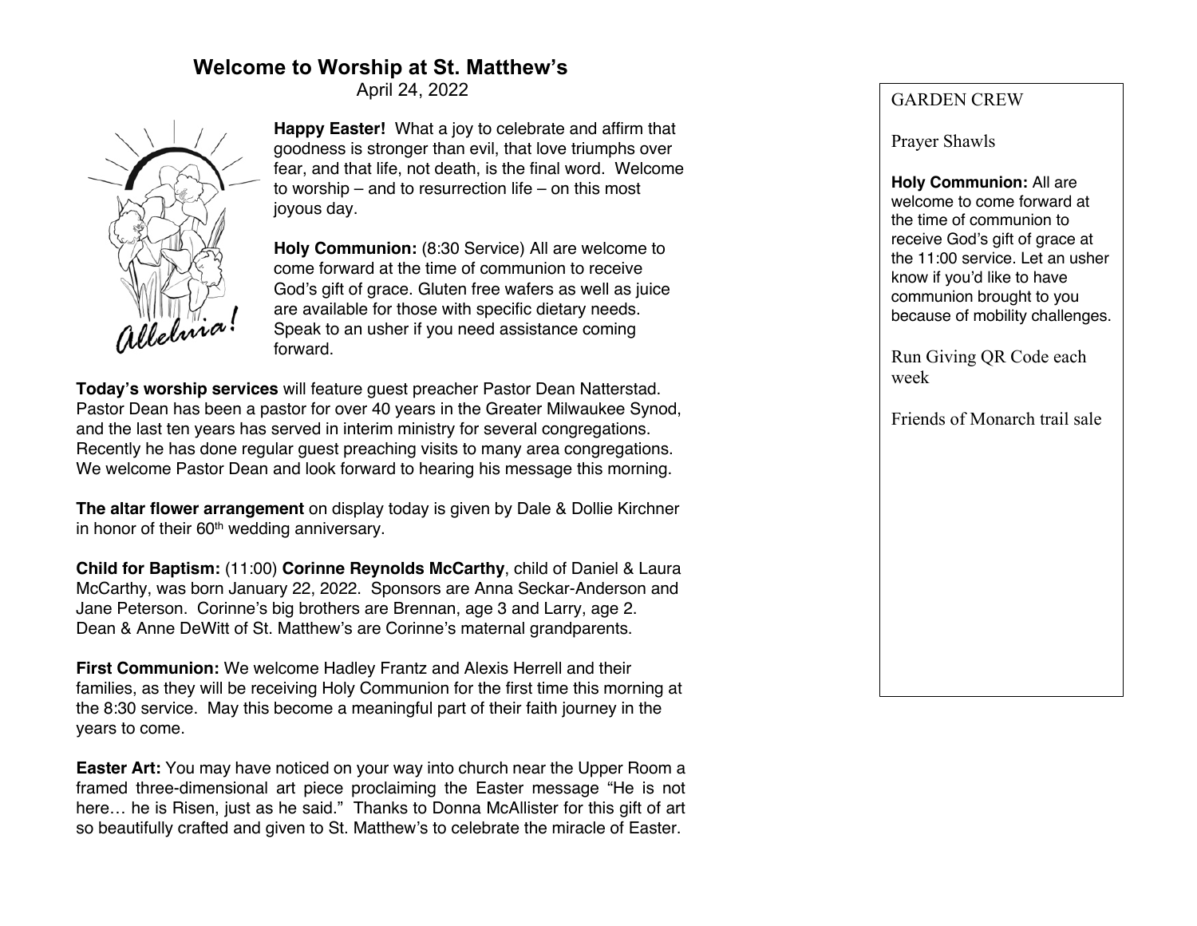# Welcome to Worship at St. Matthew's

April 24, 2022

**Happy Easter!** What a joy to celebrate and affirm that goodness is stronger than evil, that love triumphs over fear, and that life, not death, is the final word. Welcome to worship – and to resurrection life – on this most joyous day.

**Holy Communion:** (8:30 Service) All are welcome to come forward at the time of communion to receive God's gift of grace. Gluten free wafers as well as juice are available for those with specific dietary needs. Speak to an usher if you need assistance coming forward.

**Today's worship services** will feature guest preacher Pastor Dean Natterstad. Pastor Dean has been a pastor for over 40 years in the Greater Milwaukee Synod, and the last ten years has served in interim ministry for several congregations. Recently he has done regular guest preaching visits to many area congregations. We welcome Pastor Dean and look forward to hearing his message this morning.

**The altar flower arrangement** on display today is given by Dale & Dollie Kirchner in honor of their 60th wedding anniversary.

**Child for Baptism:** (11:00) **Corinne Reynolds McCarthy**, child of Daniel & Laura McCarthy, was born January 22, 2022. Sponsors are Anna Seckar-Anderson and Jane Peterson. Corinne's big brothers are Brennan, age 3 and Larry, age 2. Dean & Anne DeWitt of St. Matthew's are Corinne's maternal grandparents.

**First Communion:** We welcome Hadley Frantz and Alexis Herrell and their families, as they will be receiving Holy Communion for the first time this morning at the 8:30 service. May this become a meaningful part of their faith journey in the years to come.

**Easter Art:** You may have noticed on your way into church near the Upper Room a framed three-dimensional art piece proclaiming the Easter message "He is not here… he is Risen, just as he said." Thanks to Donna McAllister for this gift of art so beautifully crafted and given to St. Matthew's to celebrate the miracle of Easter.

GARDEN CREW

Prayer Shawls

**Holy Communion:** All are welcome to come forward at the time of communion to receive God's gift of grace at the 11:00 service. Let an usher know if you'd like to have communion brought to you because of mobility challenges.

Run Giving QR Code each week

Friends of Monarch trail sale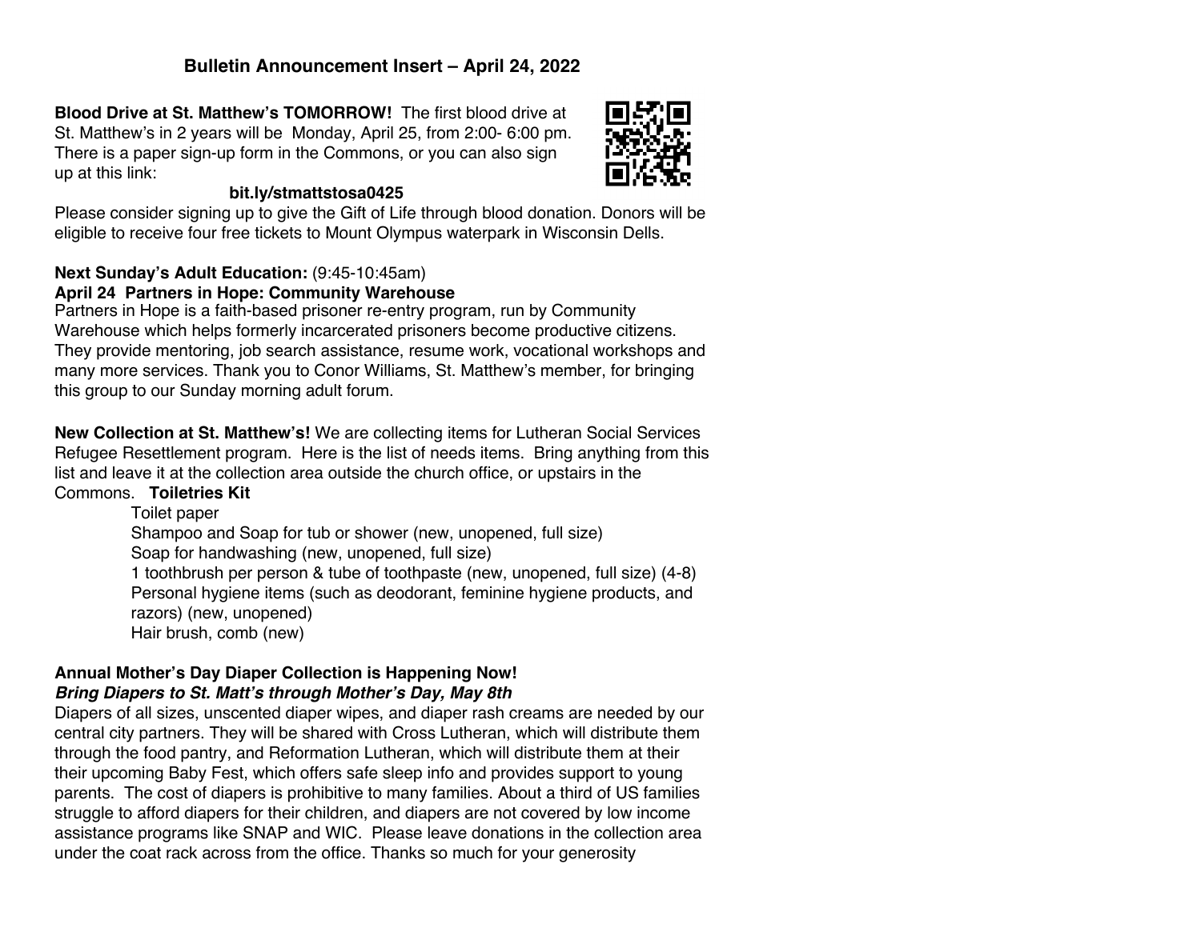# Bulletin Announcement Insert – April 24, 2022

**Blood Drive at St. Matthew's TOMORROW!** The first blood drive at St. Matthew's in 2 years will be Monday, April 25, from 2:00- 6:00 pm. There is a paper sign-up form in the Commons, or you can also sign up at this link:

**bit.ly/stmattstosa0425**

Please consider signing up to give the Gift of Life through blood donation. Donors will be eligible to receive four free tickets to Mount Olympus waterpark in Wisconsin Dells.

**Next Sunday's Adult Education:** (9:45-10:45am)
**April 24 Partners in Hope: Community Warehouse**
Partners in Hope is a faith-based prisoner re-entry program, run by Community Warehouse which helps formerly incarcerated prisoners become productive citizens. They provide mentoring, job search assistance, resume work, vocational workshops and many more services. Thank you to Conor Williams, St. Matthew's member, for bringing this group to our Sunday morning adult forum.

**New Collection at St. Matthew's!** We are collecting items for Lutheran Social Services Refugee Resettlement program. Here is the list of needs items. Bring anything from this list and leave it at the collection area outside the church office, or upstairs in the Commons. **Toiletries Kit**

- Toilet paper
- Shampoo and Soap for tub or shower (new, unopened, full size)
- Soap for handwashing (new, unopened, full size)
- 1 toothbrush per person & tube of toothpaste (new, unopened, full size) (4-8)
- Personal hygiene items (such as deodorant, feminine hygiene products, and razors) (new, unopened)
- Hair brush, comb (new)

**Annual Mother's Day Diaper Collection is Happening Now!**
***Bring Diapers to St. Matt's through Mother's Day, May 8th***
Diapers of all sizes, unscented diaper wipes, and diaper rash creams are needed by our central city partners. They will be shared with Cross Lutheran, which will distribute them through the food pantry, and Reformation Lutheran, which will distribute them at their their upcoming Baby Fest, which offers safe sleep info and provides support to young parents. The cost of diapers is prohibitive to many families. About a third of US families struggle to afford diapers for their children, and diapers are not covered by low income assistance programs like SNAP and WIC. Please leave donations in the collection area under the coat rack across from the office. Thanks so much for your generosity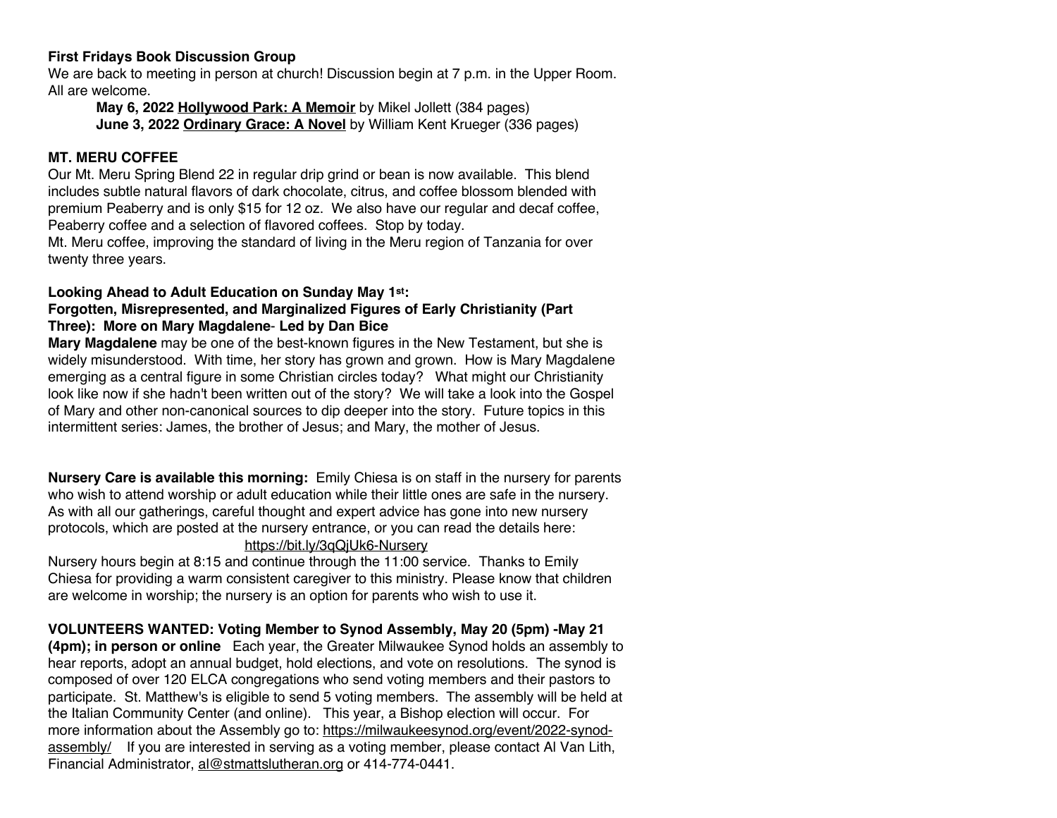**First Fridays Book Discussion Group**
We are back to meeting in person at church! Discussion begin at 7 p.m. in the Upper Room. All are welcome.

**May 6, 2022 Hollywood Park: A Memoir** by Mikel Jollett (384 pages)
**June 3, 2022 Ordinary Grace: A Novel** by William Kent Krueger (336 pages)

**MT. MERU COFFEE**
Our Mt. Meru Spring Blend 22 in regular drip grind or bean is now available. This blend includes subtle natural flavors of dark chocolate, citrus, and coffee blossom blended with premium Peaberry and is only $15 for 12 oz. We also have our regular and decaf coffee, Peaberry coffee and a selection of flavored coffees. Stop by today.
Mt. Meru coffee, improving the standard of living in the Meru region of Tanzania for over twenty three years.

**Looking Ahead to Adult Education on Sunday May 1st:**
**Forgotten, Misrepresented, and Marginalized Figures of Early Christianity (Part Three): More on Mary Magdalene- Led by Dan Bice**
**Mary Magdalene** may be one of the best-known figures in the New Testament, but she is widely misunderstood. With time, her story has grown and grown. How is Mary Magdalene emerging as a central figure in some Christian circles today? What might our Christianity look like now if she hadn't been written out of the story? We will take a look into the Gospel of Mary and other non-canonical sources to dip deeper into the story. Future topics in this intermittent series: James, the brother of Jesus; and Mary, the mother of Jesus.

**Nursery Care is available this morning:** Emily Chiesa is on staff in the nursery for parents who wish to attend worship or adult education while their little ones are safe in the nursery. As with all our gatherings, careful thought and expert advice has gone into new nursery protocols, which are posted at the nursery entrance, or you can read the details here:
https://bit.ly/3qQjUk6-Nursery
Nursery hours begin at 8:15 and continue through the 11:00 service. Thanks to Emily Chiesa for providing a warm consistent caregiver to this ministry. Please know that children are welcome in worship; the nursery is an option for parents who wish to use it.

**VOLUNTEERS WANTED: Voting Member to Synod Assembly, May 20 (5pm) -May 21 (4pm); in person or online** Each year, the Greater Milwaukee Synod holds an assembly to hear reports, adopt an annual budget, hold elections, and vote on resolutions. The synod is composed of over 120 ELCA congregations who send voting members and their pastors to participate. St. Matthew's is eligible to send 5 voting members. The assembly will be held at the Italian Community Center (and online). This year, a Bishop election will occur. For more information about the Assembly go to: https://milwaukeesynod.org/event/2022-synod-assembly/ If you are interested in serving as a voting member, please contact Al Van Lith, Financial Administrator, al@stmattslutheran.org or 414-774-0441.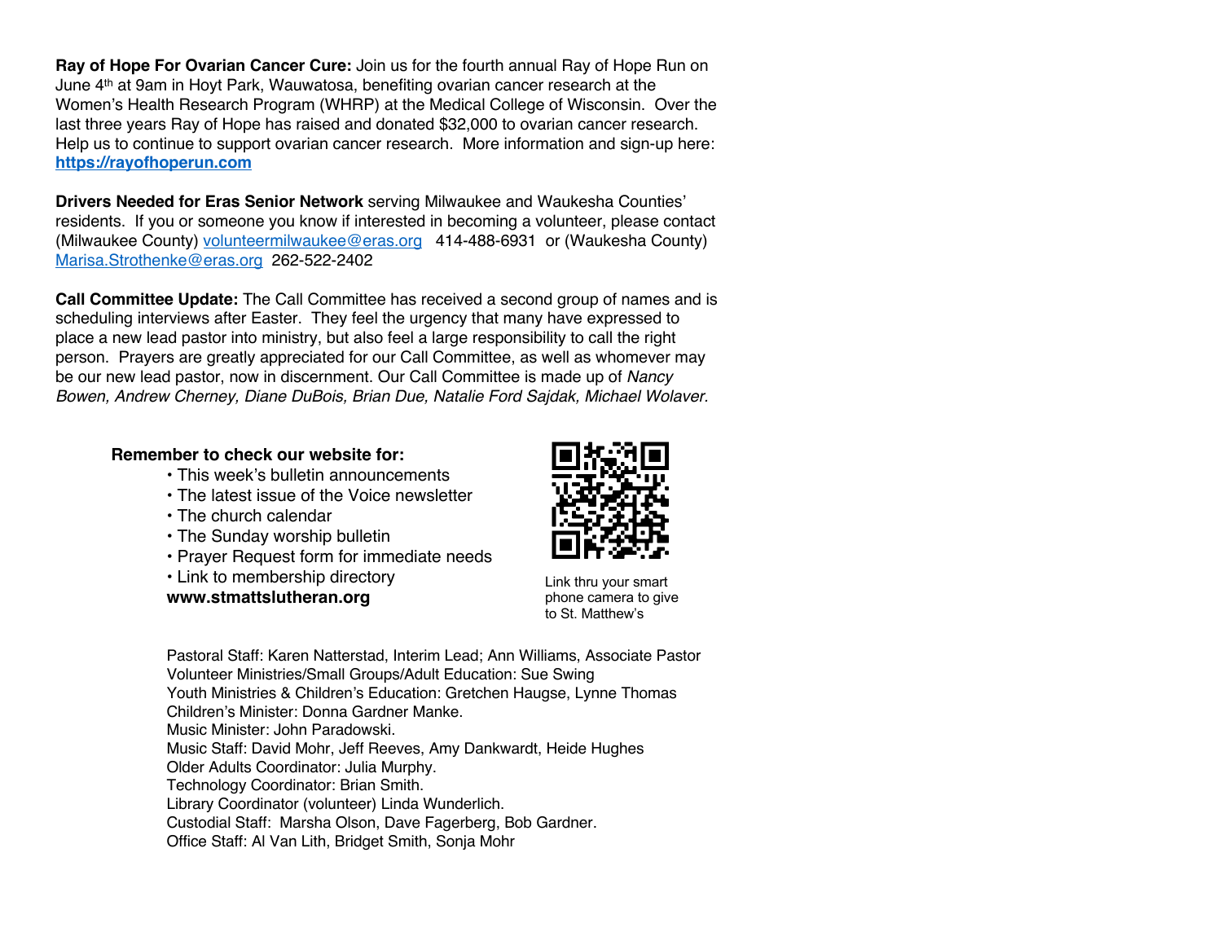**Ray of Hope For Ovarian Cancer Cure:** Join us for the fourth annual Ray of Hope Run on June 4th at 9am in Hoyt Park, Wauwatosa, benefiting ovarian cancer research at the Women's Health Research Program (WHRP) at the Medical College of Wisconsin. Over the last three years Ray of Hope has raised and donated $32,000 to ovarian cancer research. Help us to continue to support ovarian cancer research. More information and sign-up here: **https://rayofhoperun.com**

**Drivers Needed for Eras Senior Network** serving Milwaukee and Waukesha Counties' residents. If you or someone you know if interested in becoming a volunteer, please contact (Milwaukee County) volunteermilwaukee@eras.org 414-488-6931 or (Waukesha County) Marisa.Strothenke@eras.org 262-522-2402

**Call Committee Update:** The Call Committee has received a second group of names and is scheduling interviews after Easter. They feel the urgency that many have expressed to place a new lead pastor into ministry, but also feel a large responsibility to call the right person. Prayers are greatly appreciated for our Call Committee, as well as whomever may be our new lead pastor, now in discernment. Our Call Committee is made up of *Nancy Bowen, Andrew Cherney, Diane DuBois, Brian Due, Natalie Ford Sajdak, Michael Wolaver.*

**Remember to check our website for:**

- This week's bulletin announcements
- The latest issue of the Voice newsletter
- The church calendar
- The Sunday worship bulletin
- Prayer Request form for immediate needs
- Link to membership directory

**www.stmattslutheran.org**

Link thru your smart phone camera to give to St. Matthew's

Pastoral Staff: Karen Natterstad, Interim Lead; Ann Williams, Associate Pastor
Volunteer Ministries/Small Groups/Adult Education: Sue Swing
Youth Ministries & Children's Education: Gretchen Haugse, Lynne Thomas
Children's Minister: Donna Gardner Manke.
Music Minister: John Paradowski.
Music Staff: David Mohr, Jeff Reeves, Amy Dankwardt, Heide Hughes
Older Adults Coordinator: Julia Murphy.
Technology Coordinator: Brian Smith.
Library Coordinator (volunteer) Linda Wunderlich.
Custodial Staff: Marsha Olson, Dave Fagerberg, Bob Gardner.
Office Staff: Al Van Lith, Bridget Smith, Sonja Mohr